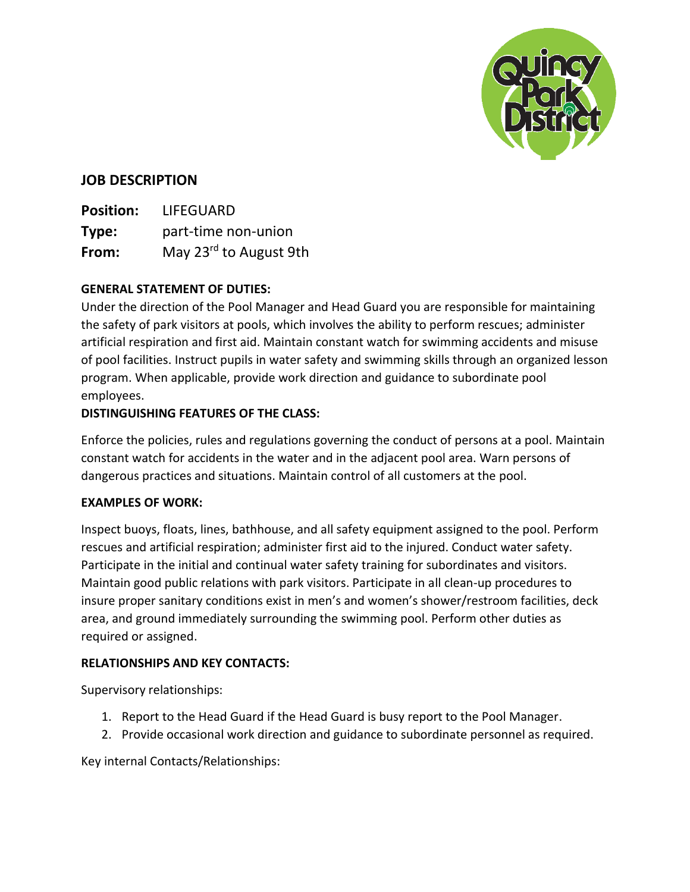## JOB DESCRIPTION

**Position:** LIFEGUARD
**Type:** part-time non-union
**From:** May 23rd to August 9th

**GENERAL STATEMENT OF DUTIES:**

Under the direction of the Pool Manager and Head Guard you are responsible for maintaining the safety of park visitors at pools, which involves the ability to perform rescues; administer artificial respiration and first aid. Maintain constant watch for swimming accidents and misuse of pool facilities. Instruct pupils in water safety and swimming skills through an organized lesson program. When applicable, provide work direction and guidance to subordinate pool employees.

**DISTINGUISHING FEATURES OF THE CLASS:**

Enforce the policies, rules and regulations governing the conduct of persons at a pool. Maintain constant watch for accidents in the water and in the adjacent pool area. Warn persons of dangerous practices and situations. Maintain control of all customers at the pool.

**EXAMPLES OF WORK:**

Inspect buoys, floats, lines, bathhouse, and all safety equipment assigned to the pool. Perform rescues and artificial respiration; administer first aid to the injured. Conduct water safety. Participate in the initial and continual water safety training for subordinates and visitors. Maintain good public relations with park visitors. Participate in all clean-up procedures to insure proper sanitary conditions exist in men's and women's shower/restroom facilities, deck area, and ground immediately surrounding the swimming pool. Perform other duties as required or assigned.

**RELATIONSHIPS AND KEY CONTACTS:**

Supervisory relationships:

1. Report to the Head Guard if the Head Guard is busy report to the Pool Manager.
2. Provide occasional work direction and guidance to subordinate personnel as required.

Key internal Contacts/Relationships: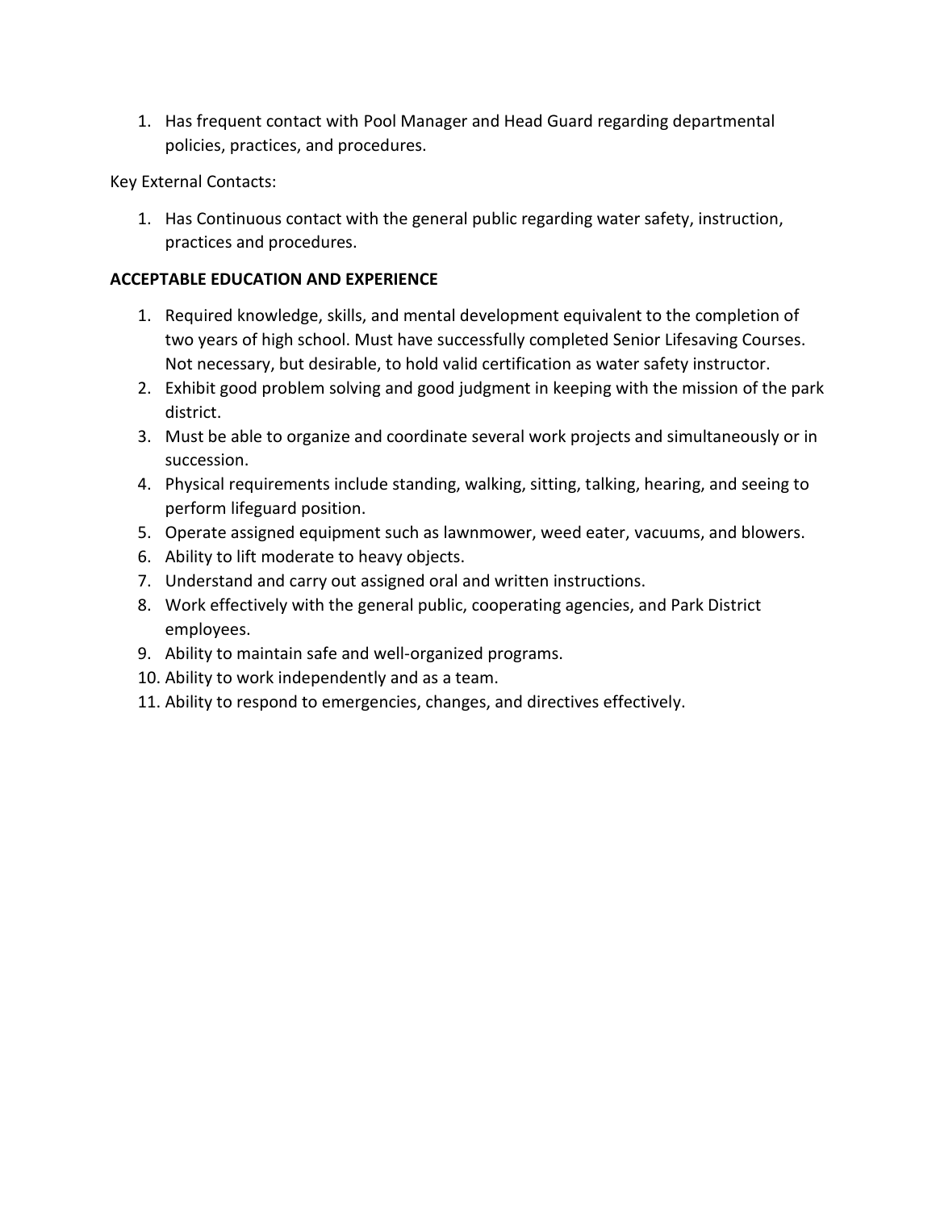1. Has frequent contact with Pool Manager and Head Guard regarding departmental policies, practices, and procedures.

Key External Contacts:

1. Has Continuous contact with the general public regarding water safety, instruction, practices and procedures.

**ACCEPTABLE EDUCATION AND EXPERIENCE**

1. Required knowledge, skills, and mental development equivalent to the completion of two years of high school. Must have successfully completed Senior Lifesaving Courses. Not necessary, but desirable, to hold valid certification as water safety instructor.
2. Exhibit good problem solving and good judgment in keeping with the mission of the park district.
3. Must be able to organize and coordinate several work projects and simultaneously or in succession.
4. Physical requirements include standing, walking, sitting, talking, hearing, and seeing to perform lifeguard position.
5. Operate assigned equipment such as lawnmower, weed eater, vacuums, and blowers.
6. Ability to lift moderate to heavy objects.
7. Understand and carry out assigned oral and written instructions.
8. Work effectively with the general public, cooperating agencies, and Park District employees.
9. Ability to maintain safe and well-organized programs.
10. Ability to work independently and as a team.
11. Ability to respond to emergencies, changes, and directives effectively.